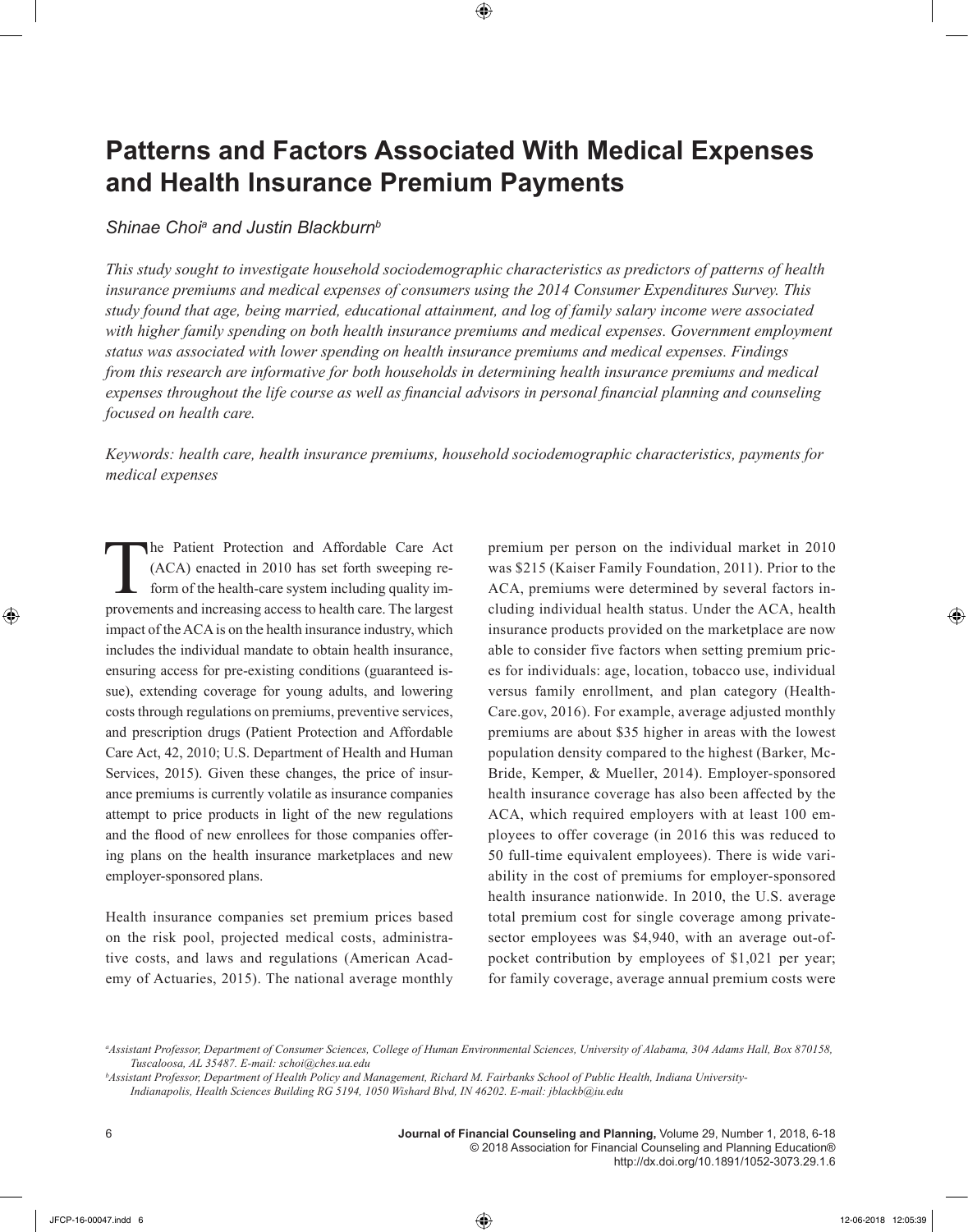# Patterns and Factors Associated With Medical Expenses and Health Insurance Premium Payments

*Shinae Choi[a] and Justin Blackburn[b]*

*This study sought to investigate household sociodemographic characteristics as predictors of patterns of health insurance premiums and medical expenses of consumers using the 2014 Consumer Expenditures Survey. This study found that age, being married, educational attainment, and log of family salary income were associated with higher family spending on both health insurance premiums and medical expenses. Government employment status was associated with lower spending on health insurance premiums and medical expenses. Findings from this research are informative for both households in determining health insurance premiums and medical expenses throughout the life course as well as financial advisors in personal financial planning and counseling focused on health care.*

*Keywords: health care, health insurance premiums, household sociodemographic characteristics, payments for medical expenses*

The Patient Protection and Affordable Care Act (ACA) enacted in 2010 has set forth sweeping reform of the health-care system including quality improvements and increasing access to health care. The largest impact of the ACA is on the health insurance industry, which includes the individual mandate to obtain health insurance, ensuring access for pre-existing conditions (guaranteed issue), extending coverage for young adults, and lowering costs through regulations on premiums, preventive services, and prescription drugs (Patient Protection and Affordable Care Act, 42, 2010; U.S. Department of Health and Human Services, 2015). Given these changes, the price of insurance premiums is currently volatile as insurance companies attempt to price products in light of the new regulations and the flood of new enrollees for those companies offering plans on the health insurance marketplaces and new employer-sponsored plans.

Health insurance companies set premium prices based on the risk pool, projected medical costs, administrative costs, and laws and regulations (American Academy of Actuaries, 2015). The national average monthly premium per person on the individual market in 2010 was $215 (Kaiser Family Foundation, 2011). Prior to the ACA, premiums were determined by several factors including individual health status. Under the ACA, health insurance products provided on the marketplace are now able to consider five factors when setting premium prices for individuals: age, location, tobacco use, individual versus family enrollment, and plan category (HealthCare.gov, 2016). For example, average adjusted monthly premiums are about $35 higher in areas with the lowest population density compared to the highest (Barker, McBride, Kemper, & Mueller, 2014). Employer-sponsored health insurance coverage has also been affected by the ACA, which required employers with at least 100 employees to offer coverage (in 2016 this was reduced to 50 full-time equivalent employees). There is wide variability in the cost of premiums for employer-sponsored health insurance nationwide. In 2010, the U.S. average total premium cost for single coverage among private-sector employees was $4,940, with an average out-of-pocket contribution by employees of $1,021 per year; for family coverage, average annual premium costs were

[a] Assistant Professor, Department of Consumer Sciences, College of Human Environmental Sciences, University of Alabama, 304 Adams Hall, Box 870158, Tuscaloosa, AL 35487. E-mail: schoi@ches.ua.edu

[b] Assistant Professor, Department of Health Policy and Management, Richard M. Fairbanks School of Public Health, Indiana University-Indianapolis, Health Sciences Building RG 5194, 1050 Wishard Blvd, IN 46202. E-mail: jblackb@iu.edu

© 2018 Association for Financial Counseling and Planning Education®
http://dx.doi.org/10.1891/1052-3073.29.1.6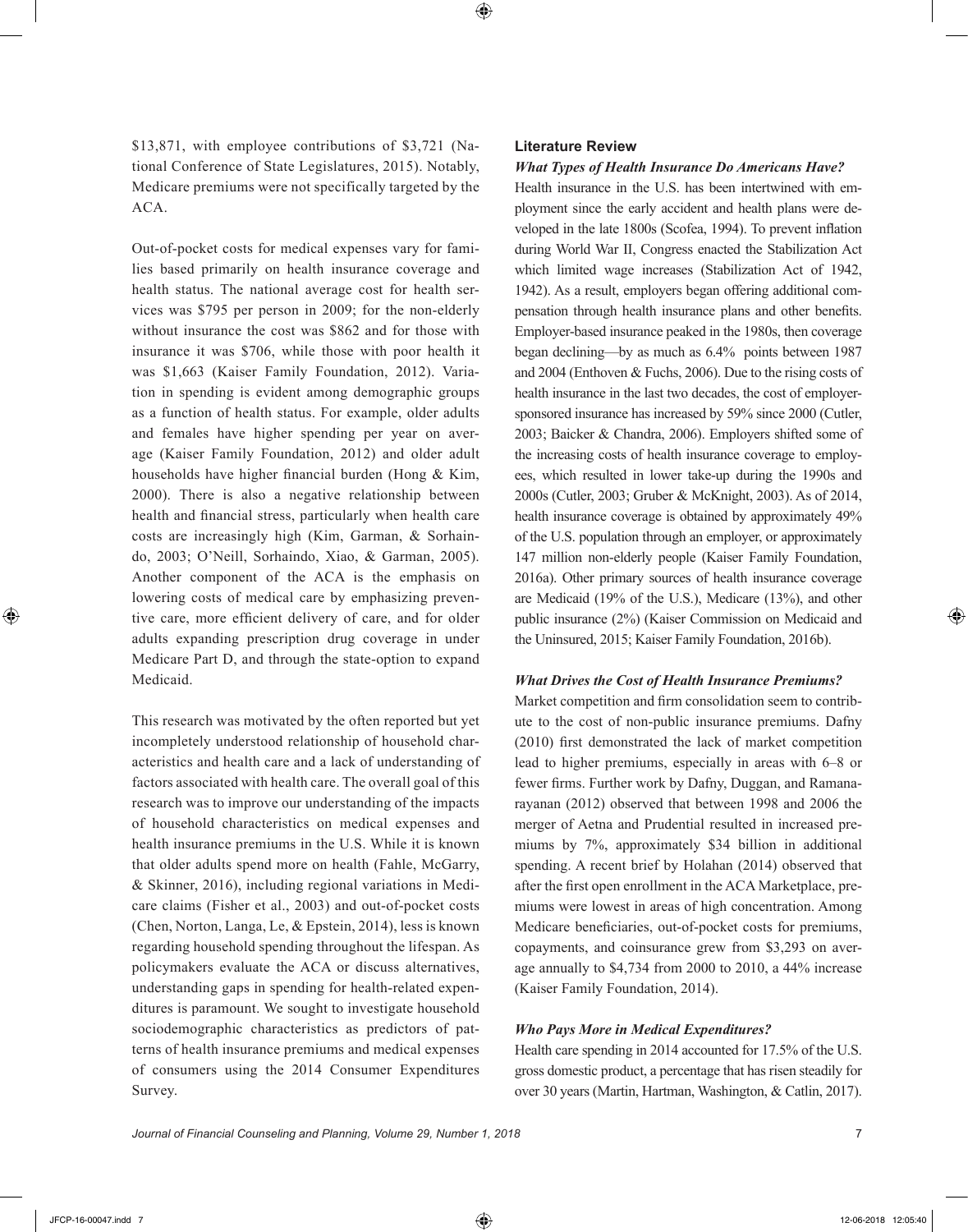$13,871, with employee contributions of $3,721 (National Conference of State Legislatures, 2015). Notably, Medicare premiums were not specifically targeted by the ACA.

Out-of-pocket costs for medical expenses vary for families based primarily on health insurance coverage and health status. The national average cost for health services was $795 per person in 2009; for the non-elderly without insurance the cost was $862 and for those with insurance it was $706, while those with poor health it was $1,663 (Kaiser Family Foundation, 2012). Variation in spending is evident among demographic groups as a function of health status. For example, older adults and females have higher spending per year on average (Kaiser Family Foundation, 2012) and older adult households have higher financial burden (Hong & Kim, 2000). There is also a negative relationship between health and financial stress, particularly when health care costs are increasingly high (Kim, Garman, & Sorhaindo, 2003; O'Neill, Sorhaindo, Xiao, & Garman, 2005). Another component of the ACA is the emphasis on lowering costs of medical care by emphasizing preventive care, more efficient delivery of care, and for older adults expanding prescription drug coverage in under Medicare Part D, and through the state-option to expand Medicaid.

This research was motivated by the often reported but yet incompletely understood relationship of household characteristics and health care and a lack of understanding of factors associated with health care. The overall goal of this research was to improve our understanding of the impacts of household characteristics on medical expenses and health insurance premiums in the U.S. While it is known that older adults spend more on health (Fahle, McGarry, & Skinner, 2016), including regional variations in Medicare claims (Fisher et al., 2003) and out-of-pocket costs (Chen, Norton, Langa, Le, & Epstein, 2014), less is known regarding household spending throughout the lifespan. As policymakers evaluate the ACA or discuss alternatives, understanding gaps in spending for health-related expenditures is paramount. We sought to investigate household sociodemographic characteristics as predictors of patterns of health insurance premiums and medical expenses of consumers using the 2014 Consumer Expenditures Survey.

## Literature Review

### *What Types of Health Insurance Do Americans Have?*

Health insurance in the U.S. has been intertwined with employment since the early accident and health plans were developed in the late 1800s (Scofea, 1994). To prevent inflation during World War II, Congress enacted the Stabilization Act which limited wage increases (Stabilization Act of 1942, 1942). As a result, employers began offering additional compensation through health insurance plans and other benefits. Employer-based insurance peaked in the 1980s, then coverage began declining—by as much as 6.4% points between 1987 and 2004 (Enthoven & Fuchs, 2006). Due to the rising costs of health insurance in the last two decades, the cost of employer-sponsored insurance has increased by 59% since 2000 (Cutler, 2003; Baicker & Chandra, 2006). Employers shifted some of the increasing costs of health insurance coverage to employees, which resulted in lower take-up during the 1990s and 2000s (Cutler, 2003; Gruber & McKnight, 2003). As of 2014, health insurance coverage is obtained by approximately 49% of the U.S. population through an employer, or approximately 147 million non-elderly people (Kaiser Family Foundation, 2016a). Other primary sources of health insurance coverage are Medicaid (19% of the U.S.), Medicare (13%), and other public insurance (2%) (Kaiser Commission on Medicaid and the Uninsured, 2015; Kaiser Family Foundation, 2016b).

### *What Drives the Cost of Health Insurance Premiums?*

Market competition and firm consolidation seem to contribute to the cost of non-public insurance premiums. Dafny (2010) first demonstrated the lack of market competition lead to higher premiums, especially in areas with 6–8 or fewer firms. Further work by Dafny, Duggan, and Ramanarayanan (2012) observed that between 1998 and 2006 the merger of Aetna and Prudential resulted in increased premiums by 7%, approximately $34 billion in additional spending. A recent brief by Holahan (2014) observed that after the first open enrollment in the ACA Marketplace, premiums were lowest in areas of high concentration. Among Medicare beneficiaries, out-of-pocket costs for premiums, copayments, and coinsurance grew from $3,293 on average annually to $4,734 from 2000 to 2010, a 44% increase (Kaiser Family Foundation, 2014).

### *Who Pays More in Medical Expenditures?*

Health care spending in 2014 accounted for 17.5% of the U.S. gross domestic product, a percentage that has risen steadily for over 30 years (Martin, Hartman, Washington, & Catlin, 2017).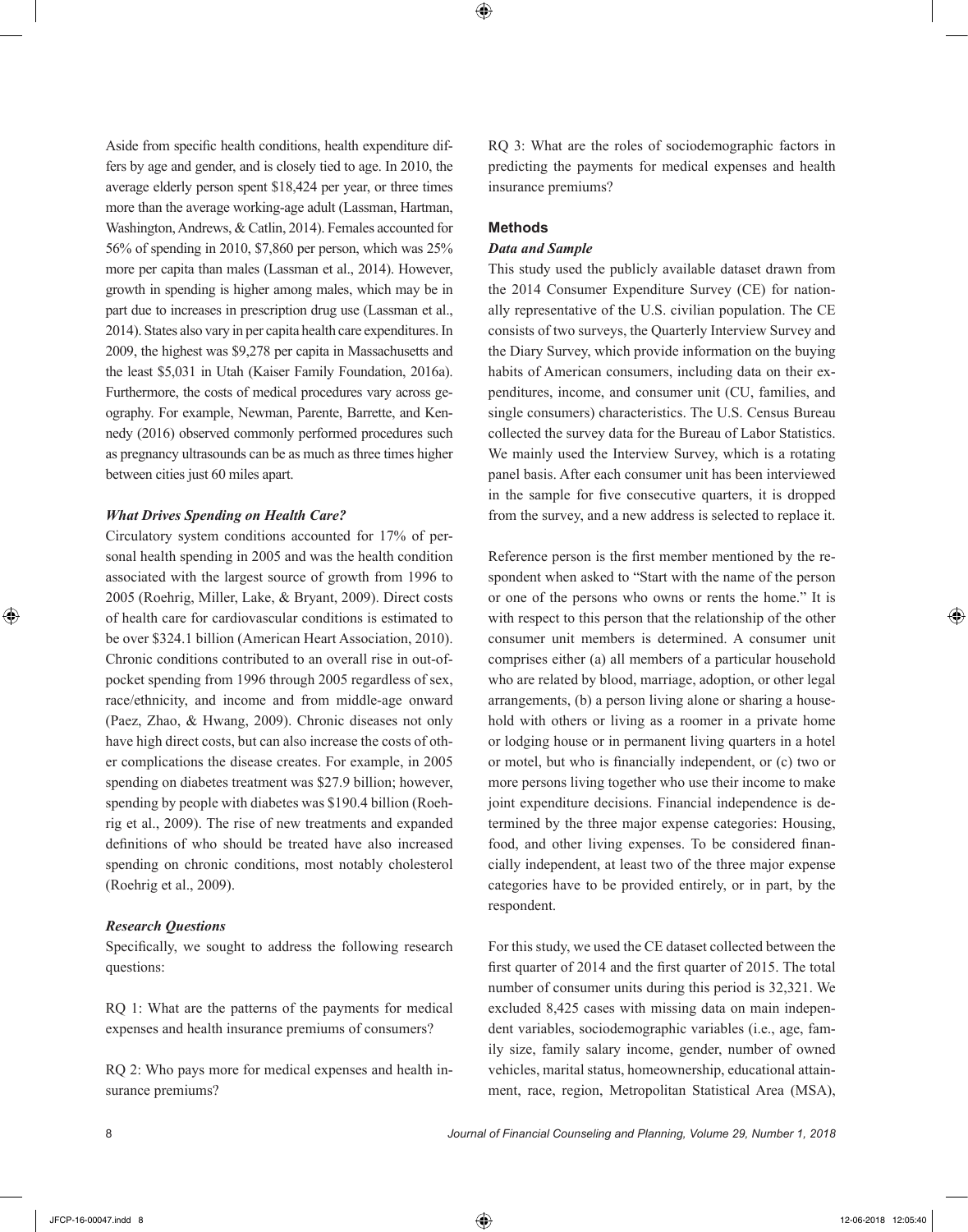Aside from specific health conditions, health expenditure differs by age and gender, and is closely tied to age. In 2010, the average elderly person spent $18,424 per year, or three times more than the average working-age adult (Lassman, Hartman, Washington, Andrews, & Catlin, 2014). Females accounted for 56% of spending in 2010, $7,860 per person, which was 25% more per capita than males (Lassman et al., 2014). However, growth in spending is higher among males, which may be in part due to increases in prescription drug use (Lassman et al., 2014). States also vary in per capita health care expenditures. In 2009, the highest was $9,278 per capita in Massachusetts and the least $5,031 in Utah (Kaiser Family Foundation, 2016a). Furthermore, the costs of medical procedures vary across geography. For example, Newman, Parente, Barrette, and Kennedy (2016) observed commonly performed procedures such as pregnancy ultrasounds can be as much as three times higher between cities just 60 miles apart.

### *What Drives Spending on Health Care?*

Circulatory system conditions accounted for 17% of personal health spending in 2005 and was the health condition associated with the largest source of growth from 1996 to 2005 (Roehrig, Miller, Lake, & Bryant, 2009). Direct costs of health care for cardiovascular conditions is estimated to be over $324.1 billion (American Heart Association, 2010). Chronic conditions contributed to an overall rise in out-of-pocket spending from 1996 through 2005 regardless of sex, race/ethnicity, and income and from middle-age onward (Paez, Zhao, & Hwang, 2009). Chronic diseases not only have high direct costs, but can also increase the costs of other complications the disease creates. For example, in 2005 spending on diabetes treatment was $27.9 billion; however, spending by people with diabetes was $190.4 billion (Roehrig et al., 2009). The rise of new treatments and expanded definitions of who should be treated have also increased spending on chronic conditions, most notably cholesterol (Roehrig et al., 2009).

### *Research Questions*

Specifically, we sought to address the following research questions:

RQ 1: What are the patterns of the payments for medical expenses and health insurance premiums of consumers?

RQ 2: Who pays more for medical expenses and health insurance premiums?

RQ 3: What are the roles of sociodemographic factors in predicting the payments for medical expenses and health insurance premiums?

## Methods

### *Data and Sample*

This study used the publicly available dataset drawn from the 2014 Consumer Expenditure Survey (CE) for nationally representative of the U.S. civilian population. The CE consists of two surveys, the Quarterly Interview Survey and the Diary Survey, which provide information on the buying habits of American consumers, including data on their expenditures, income, and consumer unit (CU, families, and single consumers) characteristics. The U.S. Census Bureau collected the survey data for the Bureau of Labor Statistics. We mainly used the Interview Survey, which is a rotating panel basis. After each consumer unit has been interviewed in the sample for five consecutive quarters, it is dropped from the survey, and a new address is selected to replace it.

Reference person is the first member mentioned by the respondent when asked to "Start with the name of the person or one of the persons who owns or rents the home." It is with respect to this person that the relationship of the other consumer unit members is determined. A consumer unit comprises either (a) all members of a particular household who are related by blood, marriage, adoption, or other legal arrangements, (b) a person living alone or sharing a household with others or living as a roomer in a private home or lodging house or in permanent living quarters in a hotel or motel, but who is financially independent, or (c) two or more persons living together who use their income to make joint expenditure decisions. Financial independence is determined by the three major expense categories: Housing, food, and other living expenses. To be considered financially independent, at least two of the three major expense categories have to be provided entirely, or in part, by the respondent.

For this study, we used the CE dataset collected between the first quarter of 2014 and the first quarter of 2015. The total number of consumer units during this period is 32,321. We excluded 8,425 cases with missing data on main independent variables, sociodemographic variables (i.e., age, family size, family salary income, gender, number of owned vehicles, marital status, homeownership, educational attainment, race, region, Metropolitan Statistical Area (MSA),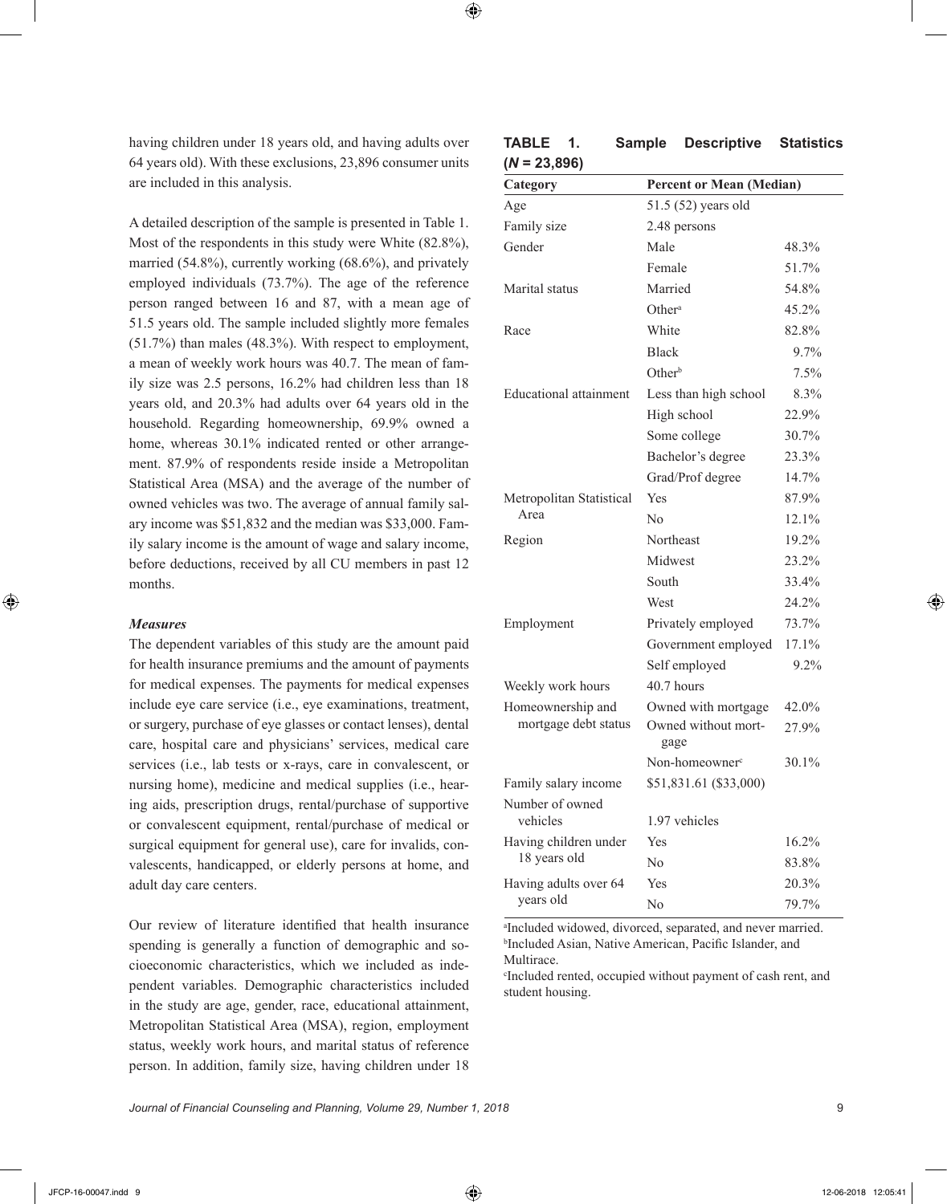having children under 18 years old, and having adults over 64 years old). With these exclusions, 23,896 consumer units are included in this analysis.

A detailed description of the sample is presented in Table 1. Most of the respondents in this study were White (82.8%), married (54.8%), currently working (68.6%), and privately employed individuals (73.7%). The age of the reference person ranged between 16 and 87, with a mean age of 51.5 years old. The sample included slightly more females (51.7%) than males (48.3%). With respect to employment, a mean of weekly work hours was 40.7. The mean of family size was 2.5 persons, 16.2% had children less than 18 years old, and 20.3% had adults over 64 years old in the household. Regarding homeownership, 69.9% owned a home, whereas 30.1% indicated rented or other arrangement. 87.9% of respondents reside inside a Metropolitan Statistical Area (MSA) and the average of the number of owned vehicles was two. The average of annual family salary income was $51,832 and the median was $33,000. Family salary income is the amount of wage and salary income, before deductions, received by all CU members in past 12 months.

### *Measures*

The dependent variables of this study are the amount paid for health insurance premiums and the amount of payments for medical expenses. The payments for medical expenses include eye care service (i.e., eye examinations, treatment, or surgery, purchase of eye glasses or contact lenses), dental care, hospital care and physicians' services, medical care services (i.e., lab tests or x-rays, care in convalescent, or nursing home), medicine and medical supplies (i.e., hearing aids, prescription drugs, rental/purchase of supportive or convalescent equipment, rental/purchase of medical or surgical equipment for general use), care for invalids, convalescents, handicapped, or elderly persons at home, and adult day care centers.

Our review of literature identified that health insurance spending is generally a function of demographic and socioeconomic characteristics, which we included as independent variables. Demographic characteristics included in the study are age, gender, race, educational attainment, Metropolitan Statistical Area (MSA), region, employment status, weekly work hours, and marital status of reference person. In addition, family size, having children under 18

**TABLE 1. Sample Descriptive Statistics (*N* = 23,896)**

| Category | Percent or Mean (Median) | |
|---|---|---|
| Age | 51.5 (52) years old | |
| Family size | 2.48 persons | |
| Gender | Male | 48.3% |
| | Female | 51.7% |
| Marital status | Married | 54.8% |
| | Other[a] | 45.2% |
| Race | White | 82.8% |
| | Black | 9.7% |
| | Other[b] | 7.5% |
| Educational attainment | Less than high school | 8.3% |
| | High school | 22.9% |
| | Some college | 30.7% |
| | Bachelor's degree | 23.3% |
| | Grad/Prof degree | 14.7% |
| Metropolitan Statistical Area | Yes | 87.9% |
| | No | 12.1% |
| Region | Northeast | 19.2% |
| | Midwest | 23.2% |
| | South | 33.4% |
| | West | 24.2% |
| Employment | Privately employed | 73.7% |
| | Government employed | 17.1% |
| | Self employed | 9.2% |
| Weekly work hours | 40.7 hours | |
| Homeownership and mortgage debt status | Owned with mortgage | 42.0% |
| | Owned without mortgage | 27.9% |
| | Non-homeowner[c] | 30.1% |
| Family salary income | $51,831.61 ($33,000) | |
| Number of owned vehicles | 1.97 vehicles | |
| Having children under 18 years old | Yes | 16.2% |
| | No | 83.8% |
| Having adults over 64 years old | Yes | 20.3% |
| | No | 79.7% |

[a]Included widowed, divorced, separated, and never married.
[b]Included Asian, Native American, Pacific Islander, and Multirace.
[c]Included rented, occupied without payment of cash rent, and student housing.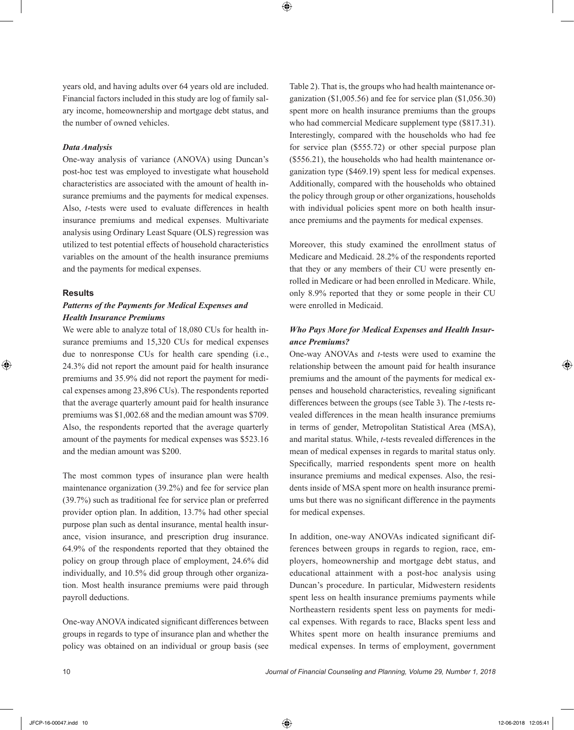years old, and having adults over 64 years old are included. Financial factors included in this study are log of family salary income, homeownership and mortgage debt status, and the number of owned vehicles.

### *Data Analysis*

One-way analysis of variance (ANOVA) using Duncan's post-hoc test was employed to investigate what household characteristics are associated with the amount of health insurance premiums and the payments for medical expenses. Also, *t*-tests were used to evaluate differences in health insurance premiums and medical expenses. Multivariate analysis using Ordinary Least Square (OLS) regression was utilized to test potential effects of household characteristics variables on the amount of the health insurance premiums and the payments for medical expenses.

## Results

### *Patterns of the Payments for Medical Expenses and Health Insurance Premiums*

We were able to analyze total of 18,080 CUs for health insurance premiums and 15,320 CUs for medical expenses due to nonresponse CUs for health care spending (i.e., 24.3% did not report the amount paid for health insurance premiums and 35.9% did not report the payment for medical expenses among 23,896 CUs). The respondents reported that the average quarterly amount paid for health insurance premiums was $1,002.68 and the median amount was $709. Also, the respondents reported that the average quarterly amount of the payments for medical expenses was $523.16 and the median amount was $200.

The most common types of insurance plan were health maintenance organization (39.2%) and fee for service plan (39.7%) such as traditional fee for service plan or preferred provider option plan. In addition, 13.7% had other special purpose plan such as dental insurance, mental health insurance, vision insurance, and prescription drug insurance. 64.9% of the respondents reported that they obtained the policy on group through place of employment, 24.6% did individually, and 10.5% did group through other organization. Most health insurance premiums were paid through payroll deductions.

One-way ANOVA indicated significant differences between groups in regards to type of insurance plan and whether the policy was obtained on an individual or group basis (see Table 2). That is, the groups who had health maintenance organization ($1,005.56) and fee for service plan ($1,056.30) spent more on health insurance premiums than the groups who had commercial Medicare supplement type ($817.31). Interestingly, compared with the households who had fee for service plan ($555.72) or other special purpose plan ($556.21), the households who had health maintenance organization type ($469.19) spent less for medical expenses. Additionally, compared with the households who obtained the policy through group or other organizations, households with individual policies spent more on both health insurance premiums and the payments for medical expenses.

Moreover, this study examined the enrollment status of Medicare and Medicaid. 28.2% of the respondents reported that they or any members of their CU were presently enrolled in Medicare or had been enrolled in Medicare. While, only 8.9% reported that they or some people in their CU were enrolled in Medicaid.

### *Who Pays More for Medical Expenses and Health Insurance Premiums?*

One-way ANOVAs and *t*-tests were used to examine the relationship between the amount paid for health insurance premiums and the amount of the payments for medical expenses and household characteristics, revealing significant differences between the groups (see Table 3). The *t*-tests revealed differences in the mean health insurance premiums in terms of gender, Metropolitan Statistical Area (MSA), and marital status. While, *t*-tests revealed differences in the mean of medical expenses in regards to marital status only. Specifically, married respondents spent more on health insurance premiums and medical expenses. Also, the residents inside of MSA spent more on health insurance premiums but there was no significant difference in the payments for medical expenses.

In addition, one-way ANOVAs indicated significant differences between groups in regards to region, race, employers, homeownership and mortgage debt status, and educational attainment with a post-hoc analysis using Duncan's procedure. In particular, Midwestern residents spent less on health insurance premiums payments while Northeastern residents spent less on payments for medical expenses. With regards to race, Blacks spent less and Whites spent more on health insurance premiums and medical expenses. In terms of employment, government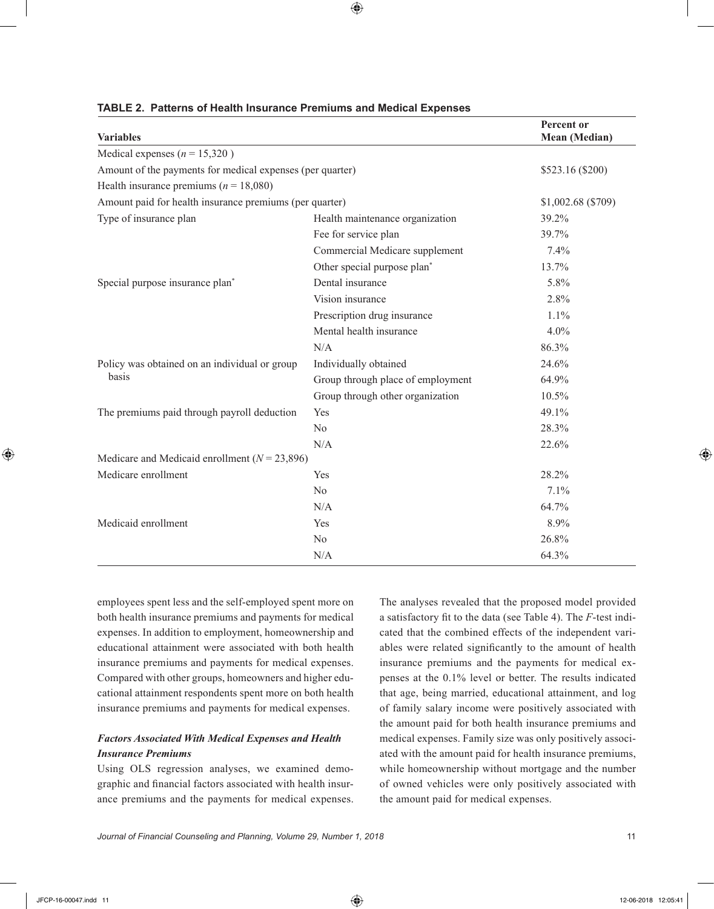**TABLE 2. Patterns of Health Insurance Premiums and Medical Expenses**

| Variables | | Percent or Mean (Median) |
|---|---|---|
| Medical expenses ($n$ = 15,320 ) | | |
| Amount of the payments for medical expenses (per quarter) | | \$523.16 (\$200) |
| Health insurance premiums ($n$ = 18,080) | | |
| Amount paid for health insurance premiums (per quarter) | | \$1,002.68 (\$709) |
| Type of insurance plan | Health maintenance organization | 39.2% |
| | Fee for service plan | 39.7% |
| | Commercial Medicare supplement | 7.4% |
| | Other special purpose plan* | 13.7% |
| Special purpose insurance plan* | Dental insurance | 5.8% |
| | Vision insurance | 2.8% |
| | Prescription drug insurance | 1.1% |
| | Mental health insurance | 4.0% |
| | N/A | 86.3% |
| Policy was obtained on an individual or group basis | Individually obtained | 24.6% |
| | Group through place of employment | 64.9% |
| | Group through other organization | 10.5% |
| The premiums paid through payroll deduction | Yes | 49.1% |
| | No | 28.3% |
| | N/A | 22.6% |
| Medicare and Medicaid enrollment ($N$ = 23,896) | | |
| Medicare enrollment | Yes | 28.2% |
| | No | 7.1% |
| | N/A | 64.7% |
| Medicaid enrollment | Yes | 8.9% |
| | No | 26.8% |
| | N/A | 64.3% |

employees spent less and the self-employed spent more on both health insurance premiums and payments for medical expenses. In addition to employment, homeownership and educational attainment were associated with both health insurance premiums and payments for medical expenses. Compared with other groups, homeowners and higher educational attainment respondents spent more on both health insurance premiums and payments for medical expenses.

### *Factors Associated With Medical Expenses and Health Insurance Premiums*

Using OLS regression analyses, we examined demographic and financial factors associated with health insurance premiums and the payments for medical expenses. The analyses revealed that the proposed model provided a satisfactory fit to the data (see Table 4). The $F$-test indicated that the combined effects of the independent variables were related significantly to the amount of health insurance premiums and the payments for medical expenses at the 0.1% level or better. The results indicated that age, being married, educational attainment, and log of family salary income were positively associated with the amount paid for both health insurance premiums and medical expenses. Family size was only positively associated with the amount paid for health insurance premiums, while homeownership without mortgage and the number of owned vehicles were only positively associated with the amount paid for medical expenses.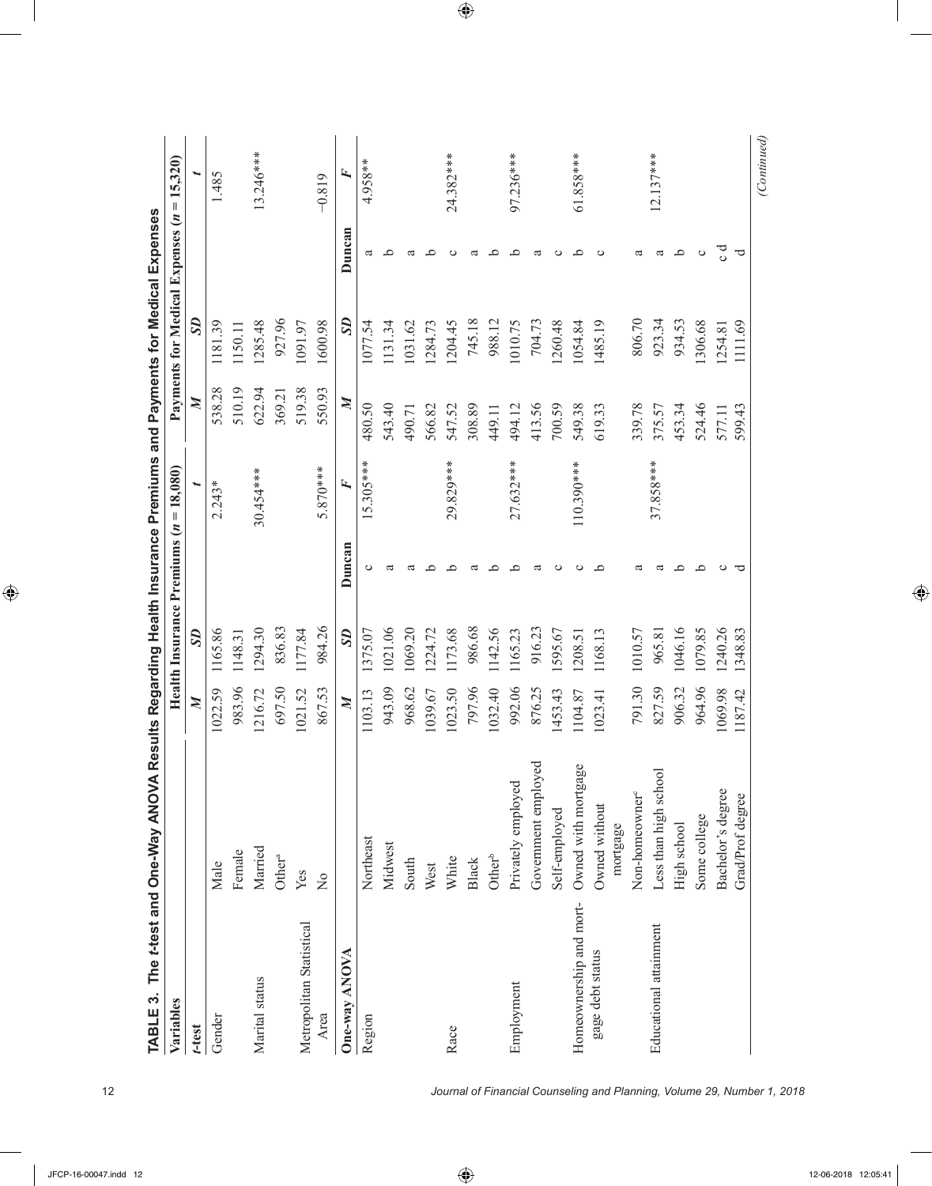**TABLE 3. The *t*-test and One-Way ANOVA Results Regarding Health Insurance Premiums and Payments for Medical Expenses**

| Variables | | Health Insurance Premiums ($n$ = 18,080) | | | | Payments for Medical Expenses ($n$ = 15,320) | | | |
|---|---|---|---|---|---|---|---|---|---|
| ***t*-test** | | ***M*** | ***SD*** | | ***t*** | ***M*** | ***SD*** | | ***t*** |
| Gender | Male | 1022.59 | 1165.86 | | 2.243* | 538.28 | 1181.39 | | 1.485 |
| | Female | 983.96 | 1148.31 | | | 510.19 | 1150.11 | | |
| Marital status | Married | 1216.72 | 1294.30 | | 30.454*** | 622.94 | 1285.48 | | 13.246*** |
| | Other[a] | 697.50 | 836.83 | | | 369.21 | 927.96 | | |
| Metropolitan Statistical Area | Yes | 1021.52 | 1177.84 | | | 519.38 | 1091.97 | | |
| | No | 867.53 | 984.26 | | 5.870*** | 550.93 | 1600.98 | | −0.819 |
| **One-way ANOVA** | | ***M*** | ***SD*** | **Duncan** | ***F*** | ***M*** | ***SD*** | **Duncan** | ***F*** |
| Region | Northeast | 1103.13 | 1375.07 | c | 15.305*** | 480.50 | 1077.54 | a | 4.958** |
| | Midwest | 943.09 | 1021.06 | a | | 543.40 | 1131.34 | b | |
| | South | 968.62 | 1069.20 | a | | 490.71 | 1031.62 | a | |
| | West | 1039.67 | 1224.72 | b | | 566.82 | 1284.73 | b | |
| Race | White | 1023.50 | 1173.68 | b | 29.829*** | 547.52 | 1204.45 | c | 24.382*** |
| | Black | 797.96 | 986.68 | a | | 308.89 | 745.18 | a | |
| | Other[b] | 1032.40 | 1142.56 | b | | 449.11 | 988.12 | b | |
| Employment | Privately employed | 992.06 | 1165.23 | b | 27.632*** | 494.12 | 1010.75 | b | 97.236*** |
| | Government employed | 876.25 | 916.23 | a | | 413.56 | 704.73 | a | |
| | Self-employed | 1453.43 | 1595.67 | c | | 700.59 | 1260.48 | c | |
| Homeownership and mortgage debt status | Owned with mortgage | 1104.87 | 1208.51 | c | 110.390*** | 549.38 | 1054.84 | b | 61.858*** |
| | Owned without mortgage | 1023.41 | 1168.13 | b | | 619.33 | 1485.19 | c | |
| | Non-homeowner[c] | 791.30 | 1010.57 | a | | 339.78 | 806.70 | a | |
| Educational attainment | Less than high school | 827.59 | 965.81 | a | 37.858*** | 375.57 | 923.34 | a | 12.137*** |
| | High school | 906.32 | 1046.16 | b | | 453.34 | 934.53 | b | |
| | Some college | 964.96 | 1079.85 | b | | 524.46 | 1306.68 | c | |
| | Bachelor's degree | 1069.98 | 1240.26 | c | | 577.11 | 1254.81 | c d | |
| | Grad/Prof degree | 1187.42 | 1348.83 | d | | 599.43 | 1111.69 | d | |

*(Continued)*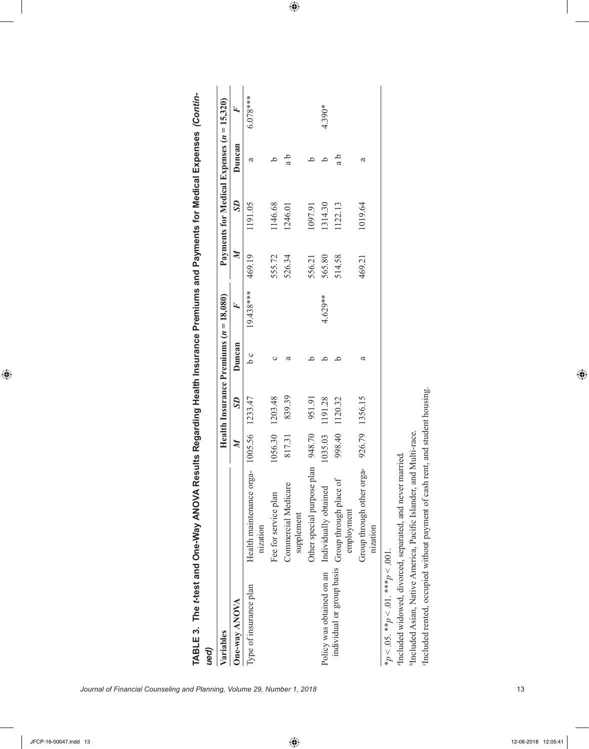**TABLE 3. The *t*-test and One-Way ANOVA Results Regarding Health Insurance Premiums and Payments for Medical Expenses *(Continued)***

| Variables | | Health Insurance Premiums ($n$ = 18,080) | | | | Payments for Medical Expenses ($n$ = 15,320) | | | |
|---|---|---|---|---|---|---|---|---|---|
| **One-way ANOVA** | | ***M*** | ***SD*** | **Duncan** | ***F*** | ***M*** | ***SD*** | **Duncan** | ***F*** |
| Type of insurance plan | Health maintenance organization | 1005.56 | 1233.47 | b c | 19.438*** | 469.19 | 1191.05 | a | 6.078*** |
| | Fee for service plan | 1056.30 | 1203.48 | c | | 555.72 | 1146.68 | b | |
| | Commercial Medicare supplement | 817.31 | 839.39 | a | | 526.34 | 1246.01 | a b | |
| | Other special purpose plan | 948.70 | 951.91 | b | | 556.21 | 1097.91 | b | |
| Policy was obtained on an individual or group basis | Individually obtained | 1035.03 | 1191.28 | b | 4.629** | 565.80 | 1314.30 | b | 4.390* |
| | Group through place of employment | 998.40 | 1120.32 | b | | 514.58 | 1122.13 | a b | |
| | Group through other organization | 926.79 | 1356.15 | a | | 469.21 | 1019.64 | a | |

*$p < .05$. **$p < .01$. ***$p < .001$.

[a]Included widowed, divorced, separated, and never married.

[b]Included Asian, Native America, Pacific Islander, and Multi-race.

[c]Included rented, occupied without payment of cash rent, and student housing.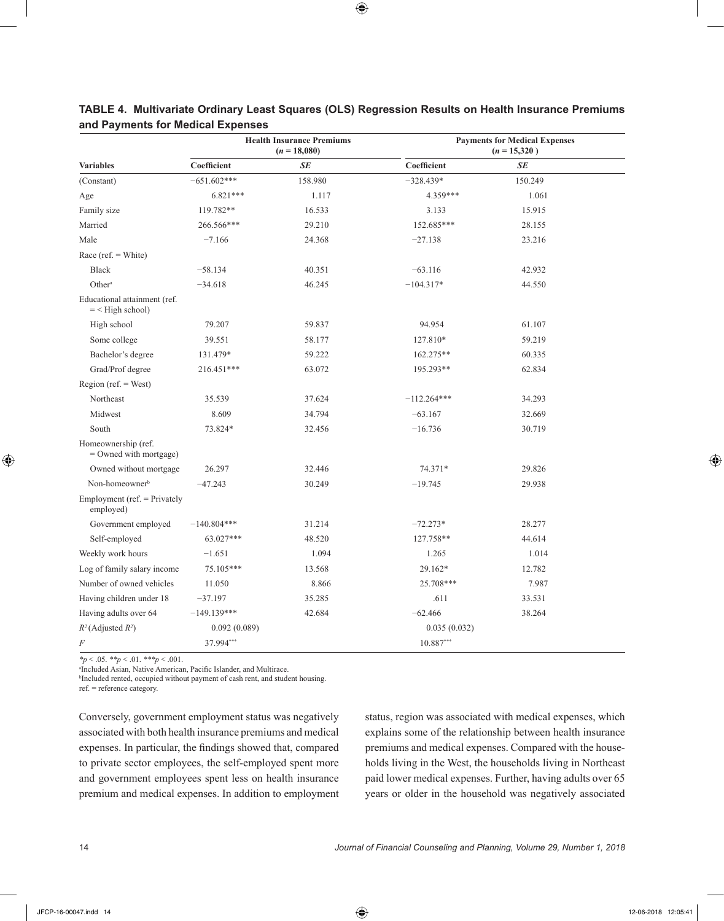**TABLE 4. Multivariate Ordinary Least Squares (OLS) Regression Results on Health Insurance Premiums and Payments for Medical Expenses**

| Variables | Health Insurance Premiums ($n$ = 18,080) | | Payments for Medical Expenses ($n$ = 15,320 ) | |
|---|---|---|---|---|
| | Coefficient | *SE* | Coefficient | *SE* |
| (Constant) | −651.602*** | 158.980 | −328.439* | 150.249 |
| Age | 6.821*** | 1.117 | 4.359*** | 1.061 |
| Family size | 119.782** | 16.533 | 3.133 | 15.915 |
| Married | 266.566*** | 29.210 | 152.685*** | 28.155 |
| Male | −7.166 | 24.368 | −27.138 | 23.216 |
| Race (ref. = White) | | | | |
| Black | −58.134 | 40.351 | −63.116 | 42.932 |
| Other[a] | −34.618 | 46.245 | −104.317* | 44.550 |
| Educational attainment (ref. = < High school) | | | | |
| High school | 79.207 | 59.837 | 94.954 | 61.107 |
| Some college | 39.551 | 58.177 | 127.810* | 59.219 |
| Bachelor's degree | 131.479* | 59.222 | 162.275** | 60.335 |
| Grad/Prof degree | 216.451*** | 63.072 | 195.293** | 62.834 |
| Region (ref. = West) | | | | |
| Northeast | 35.539 | 37.624 | −112.264*** | 34.293 |
| Midwest | 8.609 | 34.794 | −63.167 | 32.669 |
| South | 73.824* | 32.456 | −16.736 | 30.719 |
| Homeownership (ref. = Owned with mortgage) | | | | |
| Owned without mortgage | 26.297 | 32.446 | 74.371* | 29.826 |
| Non-homeowner[b] | −47.243 | 30.249 | −19.745 | 29.938 |
| Employment (ref. = Privately employed) | | | | |
| Government employed | −140.804*** | 31.214 | −72.273* | 28.277 |
| Self-employed | 63.027*** | 48.520 | 127.758** | 44.614 |
| Weekly work hours | −1.651 | 1.094 | 1.265 | 1.014 |
| Log of family salary income | 75.105*** | 13.568 | 29.162* | 12.782 |
| Number of owned vehicles | 11.050 | 8.866 | 25.708*** | 7.987 |
| Having children under 18 | −37.197 | 35.285 | .611 | 33.531 |
| Having adults over 64 | −149.139*** | 42.684 | −62.466 | 38.264 |
| $R^2$ (Adjusted $R^2$) | 0.092 (0.089) | | 0.035 (0.032) | |
| $F$ | 37.994*** | | 10.887*** | |

*$p$ < .05. **$p$ < .01. ***$p$ < .001.

[a]Included Asian, Native American, Pacific Islander, and Multirace.

[b]Included rented, occupied without payment of cash rent, and student housing.

ref. = reference category.

Conversely, government employment status was negatively associated with both health insurance premiums and medical expenses. In particular, the findings showed that, compared to private sector employees, the self-employed spent more and government employees spent less on health insurance premium and medical expenses. In addition to employment status, region was associated with medical expenses, which explains some of the relationship between health insurance premiums and medical expenses. Compared with the households living in the West, the households living in Northeast paid lower medical expenses. Further, having adults over 65 years or older in the household was negatively associated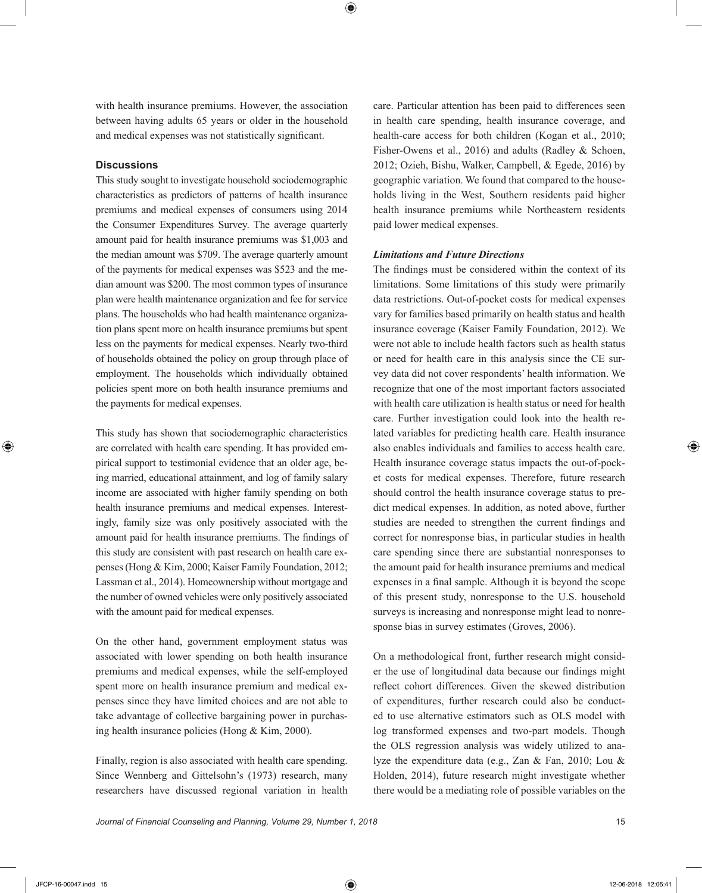with health insurance premiums. However, the association between having adults 65 years or older in the household and medical expenses was not statistically significant.

## Discussions

This study sought to investigate household sociodemographic characteristics as predictors of patterns of health insurance premiums and medical expenses of consumers using 2014 the Consumer Expenditures Survey. The average quarterly amount paid for health insurance premiums was $1,003 and the median amount was $709. The average quarterly amount of the payments for medical expenses was $523 and the median amount was $200. The most common types of insurance plan were health maintenance organization and fee for service plans. The households who had health maintenance organization plans spent more on health insurance premiums but spent less on the payments for medical expenses. Nearly two-third of households obtained the policy on group through place of employment. The households which individually obtained policies spent more on both health insurance premiums and the payments for medical expenses.

This study has shown that sociodemographic characteristics are correlated with health care spending. It has provided empirical support to testimonial evidence that an older age, being married, educational attainment, and log of family salary income are associated with higher family spending on both health insurance premiums and medical expenses. Interestingly, family size was only positively associated with the amount paid for health insurance premiums. The findings of this study are consistent with past research on health care expenses (Hong & Kim, 2000; Kaiser Family Foundation, 2012; Lassman et al., 2014). Homeownership without mortgage and the number of owned vehicles were only positively associated with the amount paid for medical expenses.

On the other hand, government employment status was associated with lower spending on both health insurance premiums and medical expenses, while the self-employed spent more on health insurance premium and medical expenses since they have limited choices and are not able to take advantage of collective bargaining power in purchasing health insurance policies (Hong & Kim, 2000).

Finally, region is also associated with health care spending. Since Wennberg and Gittelsohn's (1973) research, many researchers have discussed regional variation in health care. Particular attention has been paid to differences seen in health care spending, health insurance coverage, and health-care access for both children (Kogan et al., 2010; Fisher-Owens et al., 2016) and adults (Radley & Schoen, 2012; Ozieh, Bishu, Walker, Campbell, & Egede, 2016) by geographic variation. We found that compared to the households living in the West, Southern residents paid higher health insurance premiums while Northeastern residents paid lower medical expenses.

### *Limitations and Future Directions*

The findings must be considered within the context of its limitations. Some limitations of this study were primarily data restrictions. Out-of-pocket costs for medical expenses vary for families based primarily on health status and health insurance coverage (Kaiser Family Foundation, 2012). We were not able to include health factors such as health status or need for health care in this analysis since the CE survey data did not cover respondents' health information. We recognize that one of the most important factors associated with health care utilization is health status or need for health care. Further investigation could look into the health related variables for predicting health care. Health insurance also enables individuals and families to access health care. Health insurance coverage status impacts the out-of-pocket costs for medical expenses. Therefore, future research should control the health insurance coverage status to predict medical expenses. In addition, as noted above, further studies are needed to strengthen the current findings and correct for nonresponse bias, in particular studies in health care spending since there are substantial nonresponses to the amount paid for health insurance premiums and medical expenses in a final sample. Although it is beyond the scope of this present study, nonresponse to the U.S. household surveys is increasing and nonresponse might lead to nonresponse bias in survey estimates (Groves, 2006).

On a methodological front, further research might consider the use of longitudinal data because our findings might reflect cohort differences. Given the skewed distribution of expenditures, further research could also be conducted to use alternative estimators such as OLS model with log transformed expenses and two-part models. Though the OLS regression analysis was widely utilized to analyze the expenditure data (e.g., Zan & Fan, 2010; Lou & Holden, 2014), future research might investigate whether there would be a mediating role of possible variables on the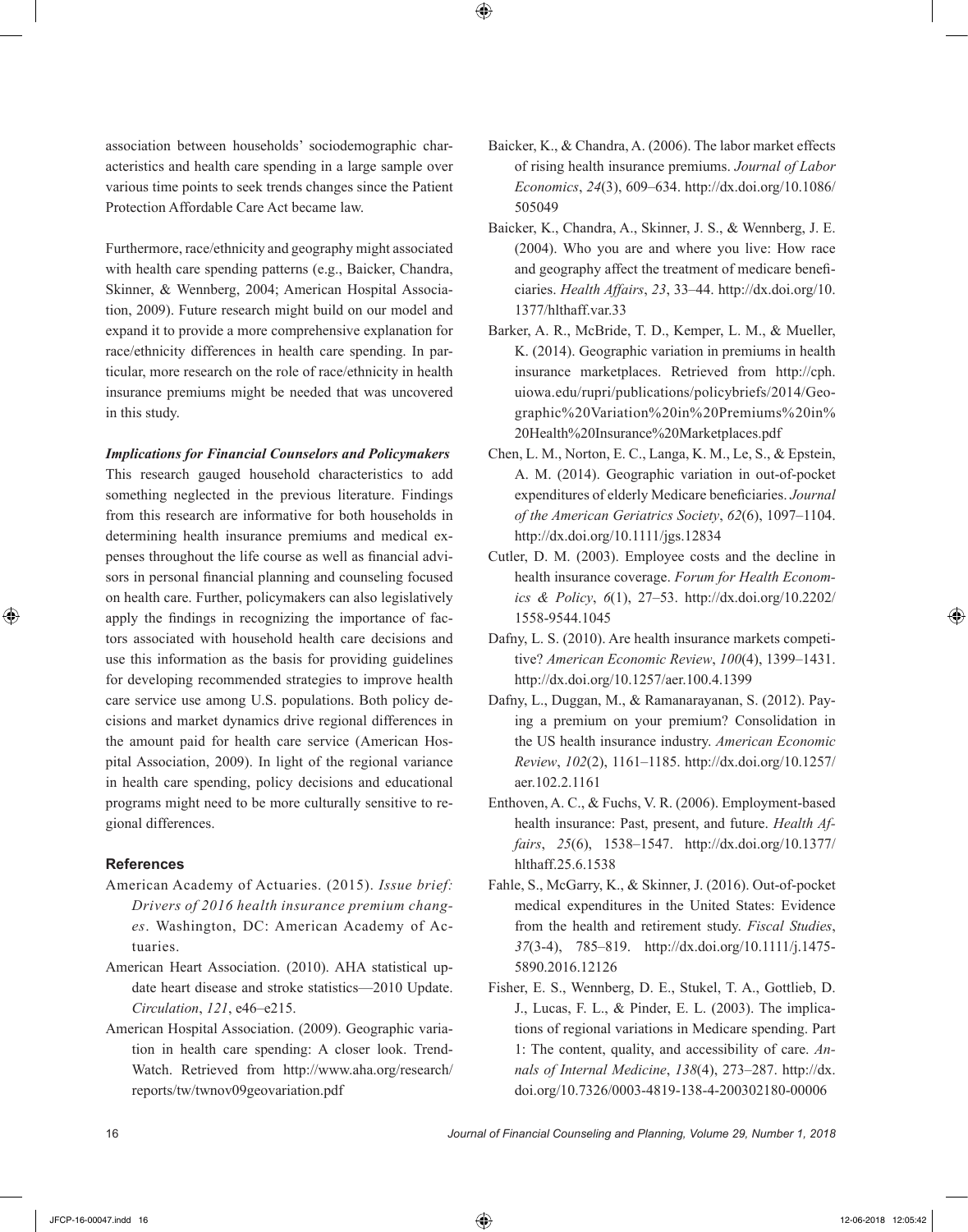association between households' sociodemographic characteristics and health care spending in a large sample over various time points to seek trends changes since the Patient Protection Affordable Care Act became law.

Furthermore, race/ethnicity and geography might associated with health care spending patterns (e.g., Baicker, Chandra, Skinner, & Wennberg, 2004; American Hospital Association, 2009). Future research might build on our model and expand it to provide a more comprehensive explanation for race/ethnicity differences in health care spending. In particular, more research on the role of race/ethnicity in health insurance premiums might be needed that was uncovered in this study.

***Implications for Financial Counselors and Policymakers***

This research gauged household characteristics to add something neglected in the previous literature. Findings from this research are informative for both households in determining health insurance premiums and medical expenses throughout the life course as well as financial advisors in personal financial planning and counseling focused on health care. Further, policymakers can also legislatively apply the findings in recognizing the importance of factors associated with household health care decisions and use this information as the basis for providing guidelines for developing recommended strategies to improve health care service use among U.S. populations. Both policy decisions and market dynamics drive regional differences in the amount paid for health care service (American Hospital Association, 2009). In light of the regional variance in health care spending, policy decisions and educational programs might need to be more culturally sensitive to regional differences.

## References

American Academy of Actuaries. (2015). *Issue brief: Drivers of 2016 health insurance premium changes*. Washington, DC: American Academy of Actuaries.

American Heart Association. (2010). AHA statistical update heart disease and stroke statistics—2010 Update. *Circulation*, *121*, e46–e215.

American Hospital Association. (2009). Geographic variation in health care spending: A closer look. TrendWatch. Retrieved from http://www.aha.org/research/reports/tw/twnov09geovariation.pdf

Baicker, K., & Chandra, A. (2006). The labor market effects of rising health insurance premiums. *Journal of Labor Economics*, *24*(3), 609–634. http://dx.doi.org/10.1086/505049

Baicker, K., Chandra, A., Skinner, J. S., & Wennberg, J. E. (2004). Who you are and where you live: How race and geography affect the treatment of medicare beneficiaries. *Health Affairs*, *23*, 33–44. http://dx.doi.org/10.1377/hlthaff.var.33

Barker, A. R., McBride, T. D., Kemper, L. M., & Mueller, K. (2014). Geographic variation in premiums in health insurance marketplaces. Retrieved from http://cph.uiowa.edu/rupri/publications/policybriefs/2014/Geographic%20Variation%20in%20Premiums%20in%20Health%20Insurance%20Marketplaces.pdf

Chen, L. M., Norton, E. C., Langa, K. M., Le, S., & Epstein, A. M. (2014). Geographic variation in out-of-pocket expenditures of elderly Medicare beneficiaries. *Journal of the American Geriatrics Society*, *62*(6), 1097–1104. http://dx.doi.org/10.1111/jgs.12834

Cutler, D. M. (2003). Employee costs and the decline in health insurance coverage. *Forum for Health Economics & Policy*, *6*(1), 27–53. http://dx.doi.org/10.2202/1558-9544.1045

Dafny, L. S. (2010). Are health insurance markets competitive? *American Economic Review*, *100*(4), 1399–1431. http://dx.doi.org/10.1257/aer.100.4.1399

Dafny, L., Duggan, M., & Ramanarayanan, S. (2012). Paying a premium on your premium? Consolidation in the US health insurance industry. *American Economic Review*, *102*(2), 1161–1185. http://dx.doi.org/10.1257/aer.102.2.1161

Enthoven, A. C., & Fuchs, V. R. (2006). Employment-based health insurance: Past, present, and future. *Health Affairs*, *25*(6), 1538–1547. http://dx.doi.org/10.1377/hlthaff.25.6.1538

Fahle, S., McGarry, K., & Skinner, J. (2016). Out-of-pocket medical expenditures in the United States: Evidence from the health and retirement study. *Fiscal Studies*, *37*(3-4), 785–819. http://dx.doi.org/10.1111/j.1475-5890.2016.12126

Fisher, E. S., Wennberg, D. E., Stukel, T. A., Gottlieb, D. J., Lucas, F. L., & Pinder, E. L. (2003). The implications of regional variations in Medicare spending. Part 1: The content, quality, and accessibility of care. *Annals of Internal Medicine*, *138*(4), 273–287. http://dx.doi.org/10.7326/0003-4819-138-4-200302180-00006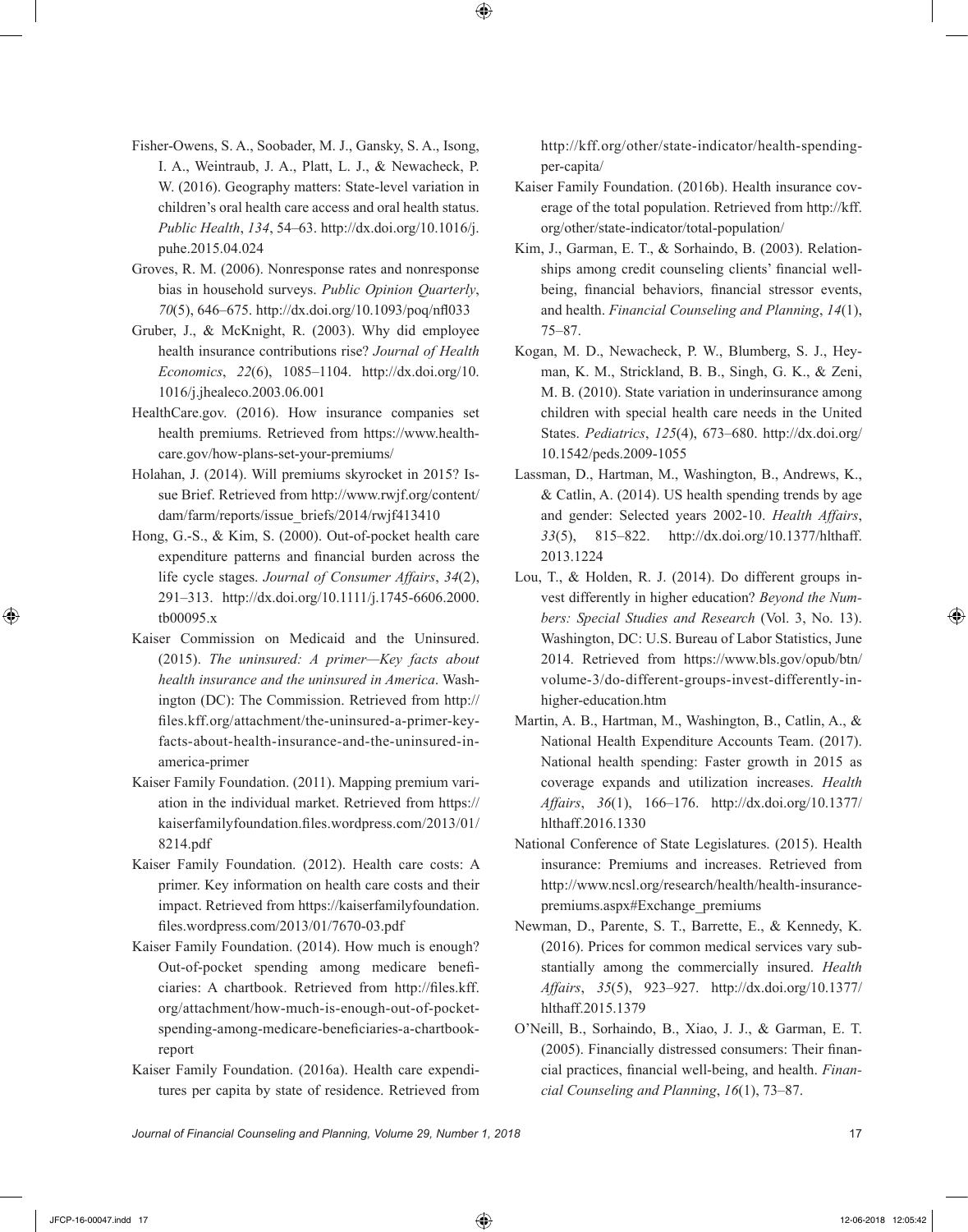Fisher-Owens, S. A., Soobader, M. J., Gansky, S. A., Isong, I. A., Weintraub, J. A., Platt, L. J., & Newacheck, P. W. (2016). Geography matters: State-level variation in children's oral health care access and oral health status. *Public Health*, *134*, 54–63. http://dx.doi.org/10.1016/j.puhe.2015.04.024

Groves, R. M. (2006). Nonresponse rates and nonresponse bias in household surveys. *Public Opinion Quarterly*, *70*(5), 646–675. http://dx.doi.org/10.1093/poq/nfl033

Gruber, J., & McKnight, R. (2003). Why did employee health insurance contributions rise? *Journal of Health Economics*, *22*(6), 1085–1104. http://dx.doi.org/10.1016/j.jhealeco.2003.06.001

HealthCare.gov. (2016). How insurance companies set health premiums. Retrieved from https://www.healthcare.gov/how-plans-set-your-premiums/

Holahan, J. (2014). Will premiums skyrocket in 2015? Issue Brief. Retrieved from http://www.rwjf.org/content/dam/farm/reports/issue_briefs/2014/rwjf413410

Hong, G.-S., & Kim, S. (2000). Out-of-pocket health care expenditure patterns and financial burden across the life cycle stages. *Journal of Consumer Affairs*, *34*(2), 291–313. http://dx.doi.org/10.1111/j.1745-6606.2000.tb00095.x

Kaiser Commission on Medicaid and the Uninsured. (2015). *The uninsured: A primer—Key facts about health insurance and the uninsured in America*. Washington (DC): The Commission. Retrieved from http://files.kff.org/attachment/the-uninsured-a-primer-key-facts-about-health-insurance-and-the-uninsured-in-america-primer

Kaiser Family Foundation. (2011). Mapping premium variation in the individual market. Retrieved from https://kaiserfamilyfoundation.files.wordpress.com/2013/01/8214.pdf

Kaiser Family Foundation. (2012). Health care costs: A primer. Key information on health care costs and their impact. Retrieved from https://kaiserfamilyfoundation.files.wordpress.com/2013/01/7670-03.pdf

Kaiser Family Foundation. (2014). How much is enough? Out-of-pocket spending among medicare beneficiaries: A chartbook. Retrieved from http://files.kff.org/attachment/how-much-is-enough-out-of-pocket-spending-among-medicare-beneficiaries-a-chartbook-report

Kaiser Family Foundation. (2016a). Health care expenditures per capita by state of residence. Retrieved from http://kff.org/other/state-indicator/health-spending-per-capita/

Kaiser Family Foundation. (2016b). Health insurance coverage of the total population. Retrieved from http://kff.org/other/state-indicator/total-population/

Kim, J., Garman, E. T., & Sorhaindo, B. (2003). Relationships among credit counseling clients' financial well-being, financial behaviors, financial stressor events, and health. *Financial Counseling and Planning*, *14*(1), 75–87.

Kogan, M. D., Newacheck, P. W., Blumberg, S. J., Heyman, K. M., Strickland, B. B., Singh, G. K., & Zeni, M. B. (2010). State variation in underinsurance among children with special health care needs in the United States. *Pediatrics*, *125*(4), 673–680. http://dx.doi.org/10.1542/peds.2009-1055

Lassman, D., Hartman, M., Washington, B., Andrews, K., & Catlin, A. (2014). US health spending trends by age and gender: Selected years 2002-10. *Health Affairs*, *33*(5), 815–822. http://dx.doi.org/10.1377/hlthaff.2013.1224

Lou, T., & Holden, R. J. (2014). Do different groups invest differently in higher education? *Beyond the Numbers: Special Studies and Research* (Vol. 3, No. 13). Washington, DC: U.S. Bureau of Labor Statistics, June 2014. Retrieved from https://www.bls.gov/opub/btn/volume-3/do-different-groups-invest-differently-in-higher-education.htm

Martin, A. B., Hartman, M., Washington, B., Catlin, A., & National Health Expenditure Accounts Team. (2017). National health spending: Faster growth in 2015 as coverage expands and utilization increases. *Health Affairs*, *36*(1), 166–176. http://dx.doi.org/10.1377/hlthaff.2016.1330

National Conference of State Legislatures. (2015). Health insurance: Premiums and increases. Retrieved from http://www.ncsl.org/research/health/health-insurance-premiums.aspx#Exchange_premiums

Newman, D., Parente, S. T., Barrette, E., & Kennedy, K. (2016). Prices for common medical services vary substantially among the commercially insured. *Health Affairs*, *35*(5), 923–927. http://dx.doi.org/10.1377/hlthaff.2015.1379

O'Neill, B., Sorhaindo, B., Xiao, J. J., & Garman, E. T. (2005). Financially distressed consumers: Their financial practices, financial well-being, and health. *Financial Counseling and Planning*, *16*(1), 73–87.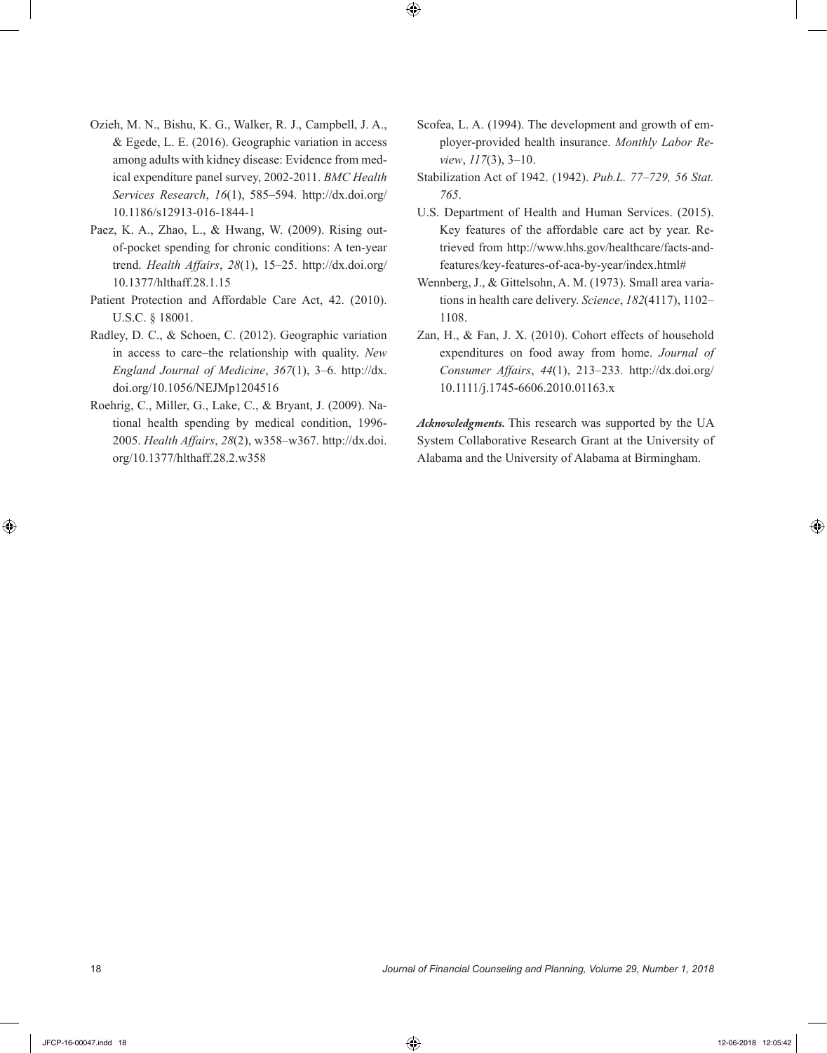Ozieh, M. N., Bishu, K. G., Walker, R. J., Campbell, J. A., & Egede, L. E. (2016). Geographic variation in access among adults with kidney disease: Evidence from medical expenditure panel survey, 2002-2011. *BMC Health Services Research*, *16*(1), 585–594. http://dx.doi.org/10.1186/s12913-016-1844-1

Paez, K. A., Zhao, L., & Hwang, W. (2009). Rising out-of-pocket spending for chronic conditions: A ten-year trend. *Health Affairs*, *28*(1), 15–25. http://dx.doi.org/10.1377/hlthaff.28.1.15

Patient Protection and Affordable Care Act, 42. (2010). U.S.C. § 18001.

Radley, D. C., & Schoen, C. (2012). Geographic variation in access to care–the relationship with quality. *New England Journal of Medicine*, *367*(1), 3–6. http://dx.doi.org/10.1056/NEJMp1204516

Roehrig, C., Miller, G., Lake, C., & Bryant, J. (2009). National health spending by medical condition, 1996-2005. *Health Affairs*, *28*(2), w358–w367. http://dx.doi.org/10.1377/hlthaff.28.2.w358

Scofea, L. A. (1994). The development and growth of employer-provided health insurance. *Monthly Labor Review*, *117*(3), 3–10.

Stabilization Act of 1942. (1942). *Pub.L. 77–729, 56 Stat. 765*.

U.S. Department of Health and Human Services. (2015). Key features of the affordable care act by year. Retrieved from http://www.hhs.gov/healthcare/facts-and-features/key-features-of-aca-by-year/index.html#

Wennberg, J., & Gittelsohn, A. M. (1973). Small area variations in health care delivery. *Science*, *182*(4117), 1102–1108.

Zan, H., & Fan, J. X. (2010). Cohort effects of household expenditures on food away from home. *Journal of Consumer Affairs*, *44*(1), 213–233. http://dx.doi.org/10.1111/j.1745-6606.2010.01163.x

***Acknowledgments.*** This research was supported by the UA System Collaborative Research Grant at the University of Alabama and the University of Alabama at Birmingham.